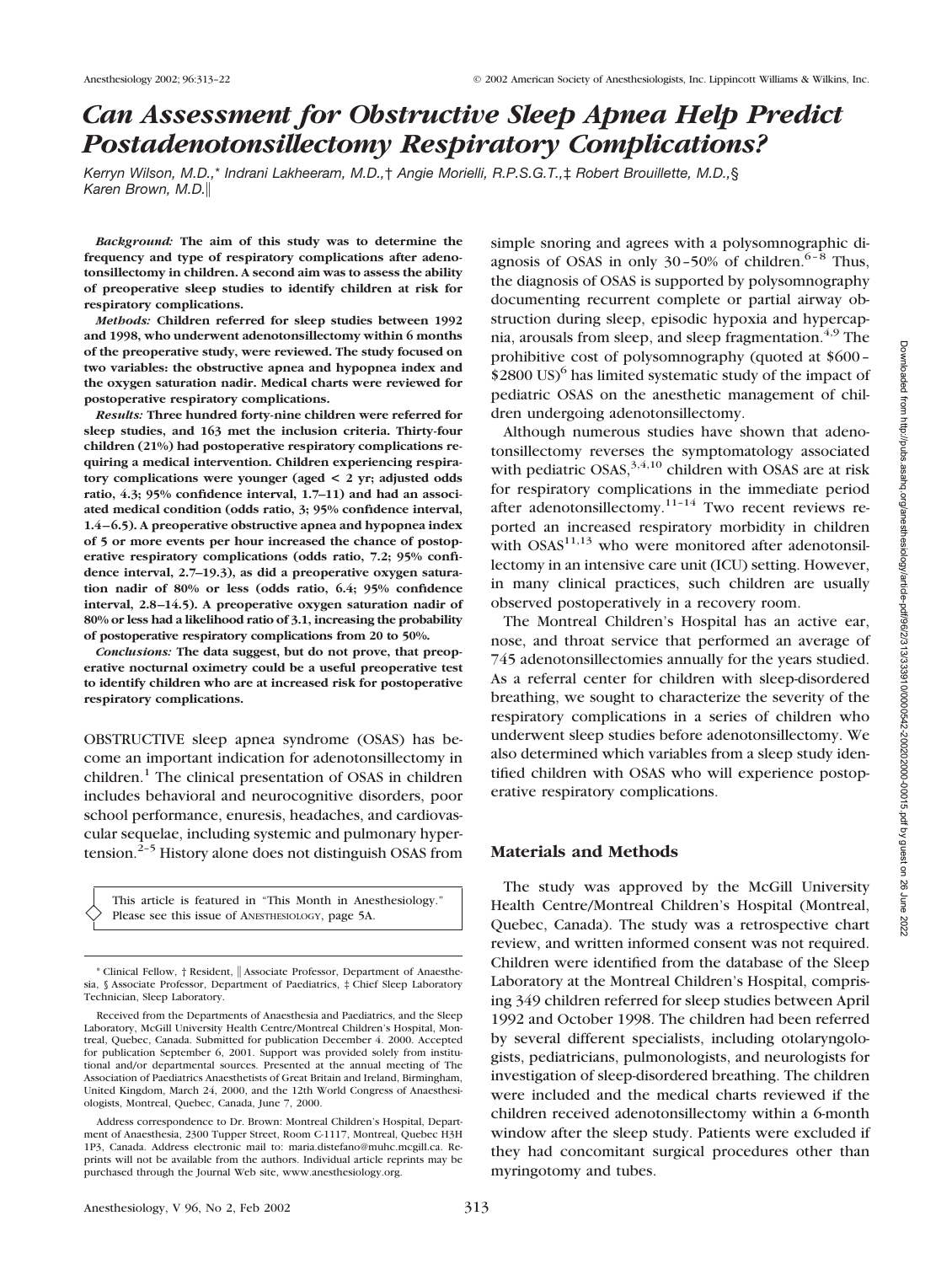# *Can Assessment for Obstructive Sleep Apnea Help Predict Postadenotonsillectomy Respiratory Complications?*

*Kerryn Wilson, M.D.,\* Indrani Lakheeram, M.D.,† Angie Morielli, R.P.S.G.T.,‡ Robert Brouillette, M.D.,§ Karen Brown, M.D.‖*

***Background:*** **The aim of this study was to determine the frequency and type of respiratory complications after adenotonsillectomy in children. A second aim was to assess the ability of preoperative sleep studies to identify children at risk for respiratory complications.**

***Methods:*** **Children referred for sleep studies between 1992 and 1998, who underwent adenotonsillectomy within 6 months of the preoperative study, were reviewed. The study focused on two variables: the obstructive apnea and hypopnea index and the oxygen saturation nadir. Medical charts were reviewed for postoperative respiratory complications.**

***Results:*** **Three hundred forty-nine children were referred for sleep studies, and 163 met the inclusion criteria. Thirty-four children (21%) had postoperative respiratory complications requiring a medical intervention. Children experiencing respiratory complications were younger (aged < 2 yr; adjusted odds ratio, 4.3; 95% confidence interval, 1.7–11) and had an associated medical condition (odds ratio, 3; 95% confidence interval, 1.4–6.5). A preoperative obstructive apnea and hypopnea index of 5 or more events per hour increased the chance of postoperative respiratory complications (odds ratio, 7.2; 95% confidence interval, 2.7–19.3), as did a preoperative oxygen saturation nadir of 80% or less (odds ratio, 6.4; 95% confidence interval, 2.8–14.5). A preoperative oxygen saturation nadir of 80% or less had a likelihood ratio of 3.1, increasing the probability of postoperative respiratory complications from 20 to 50%.**

***Conclusions:*** **The data suggest, but do not prove, that preoperative nocturnal oximetry could be a useful preoperative test to identify children who are at increased risk for postoperative respiratory complications.**

OBSTRUCTIVE sleep apnea syndrome (OSAS) has become an important indication for adenotonsillectomy in children.[1] The clinical presentation of OSAS in children includes behavioral and neurocognitive disorders, poor school performance, enuresis, headaches, and cardiovascular sequelae, including systemic and pulmonary hypertension.[2–5] History alone does not distinguish OSAS from simple snoring and agrees with a polysomnographic diagnosis of OSAS in only 30–50% of children.[6–8] Thus, the diagnosis of OSAS is supported by polysomnography documenting recurrent complete or partial airway obstruction during sleep, episodic hypoxia and hypercapnia, arousals from sleep, and sleep fragmentation.[4,9] The prohibitive cost of polysomnography (quoted at $600–$2800 US)[6] has limited systematic study of the impact of pediatric OSAS on the anesthetic management of children undergoing adenotonsillectomy.

Although numerous studies have shown that adenotonsillectomy reverses the symptomatology associated with pediatric OSAS,[3,4,10] children with OSAS are at risk for respiratory complications in the immediate period after adenotonsillectomy.[11–14] Two recent reviews reported an increased respiratory morbidity in children with OSAS[11,13] who were monitored after adenotonsillectomy in an intensive care unit (ICU) setting. However, in many clinical practices, such children are usually observed postoperatively in a recovery room.

The Montreal Children's Hospital has an active ear, nose, and throat service that performed an average of 745 adenotonsillectomies annually for the years studied. As a referral center for children with sleep-disordered breathing, we sought to characterize the severity of the respiratory complications in a series of children who underwent sleep studies before adenotonsillectomy. We also determined which variables from a sleep study identified children with OSAS who will experience postoperative respiratory complications.

## Materials and Methods

The study was approved by the McGill University Health Centre/Montreal Children's Hospital (Montreal, Quebec, Canada). The study was a retrospective chart review, and written informed consent was not required. Children were identified from the database of the Sleep Laboratory at the Montreal Children's Hospital, comprising 349 children referred for sleep studies between April 1992 and October 1998. The children had been referred by several different specialists, including otolaryngologists, pediatricians, pulmonologists, and neurologists for investigation of sleep-disordered breathing. The children were included and the medical charts reviewed if the children received adenotonsillectomy within a 6-month window after the sleep study. Patients were excluded if they had concomitant surgical procedures other than myringotomy and tubes.

This article is featured in "This Month in Anesthesiology." Please see this issue of ANESTHESIOLOGY, page 5A.

\* Clinical Fellow, † Resident, ‖ Associate Professor, Department of Anaesthesia, § Associate Professor, Department of Paediatrics, ‡ Chief Sleep Laboratory Technician, Sleep Laboratory.

Received from the Departments of Anaesthesia and Paediatrics, and the Sleep Laboratory, McGill University Health Centre/Montreal Children's Hospital, Montreal, Quebec, Canada. Submitted for publication December 4. 2000. Accepted for publication September 6, 2001. Support was provided solely from institutional and/or departmental sources. Presented at the annual meeting of The Association of Paediatrics Anaesthetists of Great Britain and Ireland, Birmingham, United Kingdom, March 24, 2000, and the 12th World Congress of Anaesthesiologists, Montreal, Quebec, Canada, June 7, 2000.

Address correspondence to Dr. Brown: Montreal Children's Hospital, Department of Anaesthesia, 2300 Tupper Street, Room C-1117, Montreal, Quebec H3H 1P3, Canada. Address electronic mail to: maria.distefano@muhc.mcgill.ca. Reprints will not be available from the authors. Individual article reprints may be purchased through the Journal Web site, www.anesthesiology.org.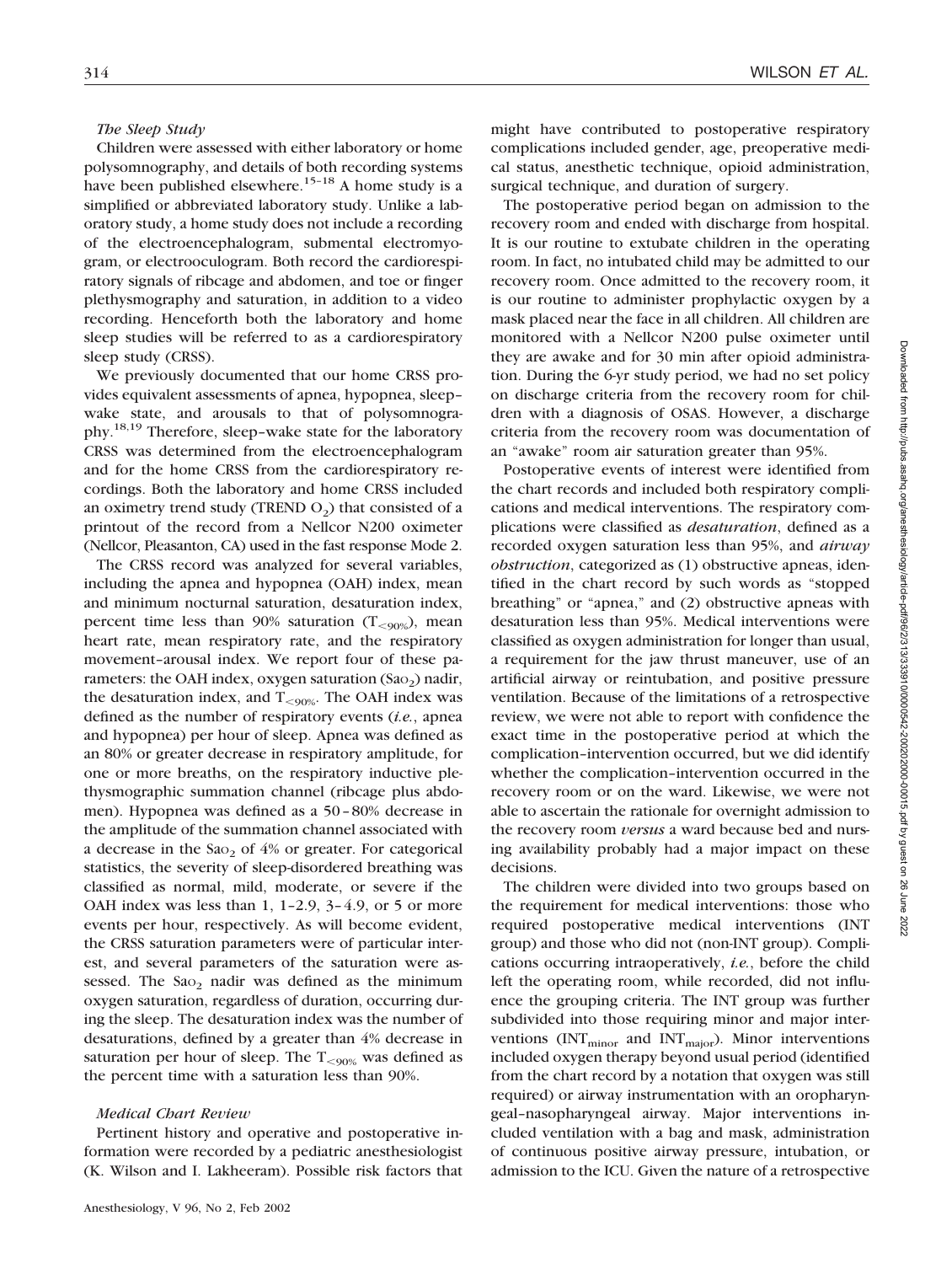### *The Sleep Study*

Children were assessed with either laboratory or home polysomnography, and details of both recording systems have been published elsewhere.[15–18] A home study is a simplified or abbreviated laboratory study. Unlike a laboratory study, a home study does not include a recording of the electroencephalogram, submental electromyogram, or electrooculogram. Both record the cardiorespiratory signals of ribcage and abdomen, and toe or finger plethysmography and saturation, in addition to a video recording. Henceforth both the laboratory and home sleep studies will be referred to as a cardiorespiratory sleep study (CRSS).

We previously documented that our home CRSS provides equivalent assessments of apnea, hypopnea, sleep–wake state, and arousals to that of polysomnography.[18,19] Therefore, sleep–wake state for the laboratory CRSS was determined from the electroencephalogram and for the home CRSS from the cardiorespiratory recordings. Both the laboratory and home CRSS included an oximetry trend study (TREND $O_2$) that consisted of a printout of the record from a Nellcor N200 oximeter (Nellcor, Pleasanton, CA) used in the fast response Mode 2.

The CRSS record was analyzed for several variables, including the apnea and hypopnea (OAH) index, mean and minimum nocturnal saturation, desaturation index, percent time less than 90% saturation ($T_{<90\%}$), mean heart rate, mean respiratory rate, and the respiratory movement–arousal index. We report four of these parameters: the OAH index, oxygen saturation ($Sa_{O_2}$) nadir, the desaturation index, and $T_{<90\%}$. The OAH index was defined as the number of respiratory events (*i.e.*, apnea and hypopnea) per hour of sleep. Apnea was defined as an 80% or greater decrease in respiratory amplitude, for one or more breaths, on the respiratory inductive plethysmographic summation channel (ribcage plus abdomen). Hypopnea was defined as a 50–80% decrease in the amplitude of the summation channel associated with a decrease in the $Sa_{O_2}$ of 4% or greater. For categorical statistics, the severity of sleep-disordered breathing was classified as normal, mild, moderate, or severe if the OAH index was less than 1, 1–2.9, 3–4.9, or 5 or more events per hour, respectively. As will become evident, the CRSS saturation parameters were of particular interest, and several parameters of the saturation were assessed. The $Sa_{O_2}$ nadir was defined as the minimum oxygen saturation, regardless of duration, occurring during the sleep. The desaturation index was the number of desaturations, defined by a greater than 4% decrease in saturation per hour of sleep. The $T_{<90\%}$ was defined as the percent time with a saturation less than 90%.

### *Medical Chart Review*

Pertinent history and operative and postoperative information were recorded by a pediatric anesthesiologist (K. Wilson and I. Lakheeram). Possible risk factors that might have contributed to postoperative respiratory complications included gender, age, preoperative medical status, anesthetic technique, opioid administration, surgical technique, and duration of surgery.

The postoperative period began on admission to the recovery room and ended with discharge from hospital. It is our routine to extubate children in the operating room. In fact, no intubated child may be admitted to our recovery room. Once admitted to the recovery room, it is our routine to administer prophylactic oxygen by a mask placed near the face in all children. All children are monitored with a Nellcor N200 pulse oximeter until they are awake and for 30 min after opioid administration. During the 6-yr study period, we had no set policy on discharge criteria from the recovery room for children with a diagnosis of OSAS. However, a discharge criteria from the recovery room was documentation of an "awake" room air saturation greater than 95%.

Postoperative events of interest were identified from the chart records and included both respiratory complications and medical interventions. The respiratory complications were classified as *desaturation*, defined as a recorded oxygen saturation less than 95%, and *airway obstruction*, categorized as (1) obstructive apneas, identified in the chart record by such words as "stopped breathing" or "apnea," and (2) obstructive apneas with desaturation less than 95%. Medical interventions were classified as oxygen administration for longer than usual, a requirement for the jaw thrust maneuver, use of an artificial airway or reintubation, and positive pressure ventilation. Because of the limitations of a retrospective review, we were not able to report with confidence the exact time in the postoperative period at which the complication–intervention occurred, but we did identify whether the complication–intervention occurred in the recovery room or on the ward. Likewise, we were not able to ascertain the rationale for overnight admission to the recovery room *versus* a ward because bed and nursing availability probably had a major impact on these decisions.

The children were divided into two groups based on the requirement for medical interventions: those who required postoperative medical interventions (INT group) and those who did not (non-INT group). Complications occurring intraoperatively, *i.e.*, before the child left the operating room, while recorded, did not influence the grouping criteria. The INT group was further subdivided into those requiring minor and major interventions ($INT_{minor}$ and $INT_{major}$). Minor interventions included oxygen therapy beyond usual period (identified from the chart record by a notation that oxygen was still required) or airway instrumentation with an oropharyngeal–nasopharyngeal airway. Major interventions included ventilation with a bag and mask, administration of continuous positive airway pressure, intubation, or admission to the ICU. Given the nature of a retrospective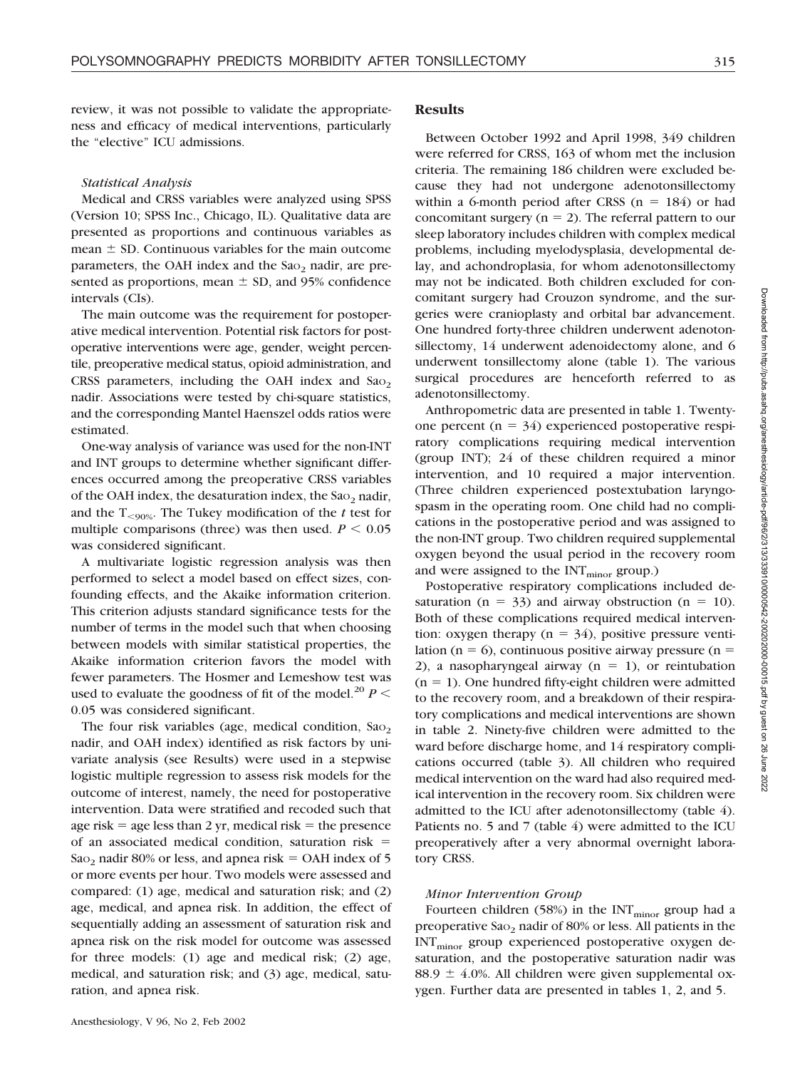review, it was not possible to validate the appropriateness and efficacy of medical interventions, particularly the "elective" ICU admissions.

### *Statistical Analysis*

Medical and CRSS variables were analyzed using SPSS (Version 10; SPSS Inc., Chicago, IL). Qualitative data are presented as proportions and continuous variables as mean ± SD. Continuous variables for the main outcome parameters, the OAH index and the $Sa_{O_2}$ nadir, are presented as proportions, mean ± SD, and 95% confidence intervals (CIs).

The main outcome was the requirement for postoperative medical intervention. Potential risk factors for postoperative interventions were age, gender, weight percentile, preoperative medical status, opioid administration, and CRSS parameters, including the OAH index and $Sa_{O_2}$ nadir. Associations were tested by chi-square statistics, and the corresponding Mantel Haenszel odds ratios were estimated.

One-way analysis of variance was used for the non-INT and INT groups to determine whether significant differences occurred among the preoperative CRSS variables of the OAH index, the desaturation index, the $Sa_{O_2}$ nadir, and the $T_{<90\%}$. The Tukey modification of the *t* test for multiple comparisons (three) was then used. $P < 0.05$ was considered significant.

A multivariate logistic regression analysis was then performed to select a model based on effect sizes, confounding effects, and the Akaike information criterion. This criterion adjusts standard significance tests for the number of terms in the model such that when choosing between models with similar statistical properties, the Akaike information criterion favors the model with fewer parameters. The Hosmer and Lemeshow test was used to evaluate the goodness of fit of the model.[20] $P < 0.05$ was considered significant.

The four risk variables (age, medical condition, $Sa_{O_2}$ nadir, and OAH index) identified as risk factors by univariate analysis (see Results) were used in a stepwise logistic multiple regression to assess risk models for the outcome of interest, namely, the need for postoperative intervention. Data were stratified and recoded such that age risk = age less than 2 yr, medical risk = the presence of an associated medical condition, saturation risk = $Sa_{O_2}$ nadir 80% or less, and apnea risk = OAH index of 5 or more events per hour. Two models were assessed and compared: (1) age, medical and saturation risk; and (2) age, medical, and apnea risk. In addition, the effect of sequentially adding an assessment of saturation risk and apnea risk on the risk model for outcome was assessed for three models: (1) age and medical risk; (2) age, medical, and saturation risk; and (3) age, medical, saturation, and apnea risk.

## Results

Between October 1992 and April 1998, 349 children were referred for CRSS, 163 of whom met the inclusion criteria. The remaining 186 children were excluded because they had not undergone adenotonsillectomy within a 6-month period after CRSS (n = 184) or had concomitant surgery (n = 2). The referral pattern to our sleep laboratory includes children with complex medical problems, including myelodysplasia, developmental delay, and achondroplasia, for whom adenotonsillectomy may not be indicated. Both children excluded for concomitant surgery had Crouzon syndrome, and the surgeries were cranioplasty and orbital bar advancement. One hundred forty-three children underwent adenotonsillectomy, 14 underwent adenoidectomy alone, and 6 underwent tonsillectomy alone (table 1). The various surgical procedures are henceforth referred to as adenotonsillectomy.

Anthropometric data are presented in table 1. Twenty-one percent (n = 34) experienced postoperative respiratory complications requiring medical intervention (group INT); 24 of these children required a minor intervention, and 10 required a major intervention. (Three children experienced postextubation laryngospasm in the operating room. One child had no complications in the postoperative period and was assigned to the non-INT group. Two children required supplemental oxygen beyond the usual period in the recovery room and were assigned to the $INT_{minor}$ group.)

Postoperative respiratory complications included desaturation (n = 33) and airway obstruction (n = 10). Both of these complications required medical intervention: oxygen therapy (n = 34), positive pressure ventilation (n = 6), continuous positive airway pressure (n = 2), a nasopharyngeal airway (n = 1), or reintubation (n = 1). One hundred fifty-eight children were admitted to the recovery room, and a breakdown of their respiratory complications and medical interventions are shown in table 2. Ninety-five children were admitted to the ward before discharge home, and 14 respiratory complications occurred (table 3). All children who required medical intervention on the ward had also required medical intervention in the recovery room. Six children were admitted to the ICU after adenotonsillectomy (table 4). Patients no. 5 and 7 (table 4) were admitted to the ICU preoperatively after a very abnormal overnight laboratory CRSS.

### *Minor Intervention Group*

Fourteen children (58%) in the $INT_{minor}$ group had a preoperative $Sa_{O_2}$ nadir of 80% or less. All patients in the $INT_{minor}$ group experienced postoperative oxygen desaturation, and the postoperative saturation nadir was 88.9 ± 4.0%. All children were given supplemental oxygen. Further data are presented in tables 1, 2, and 5.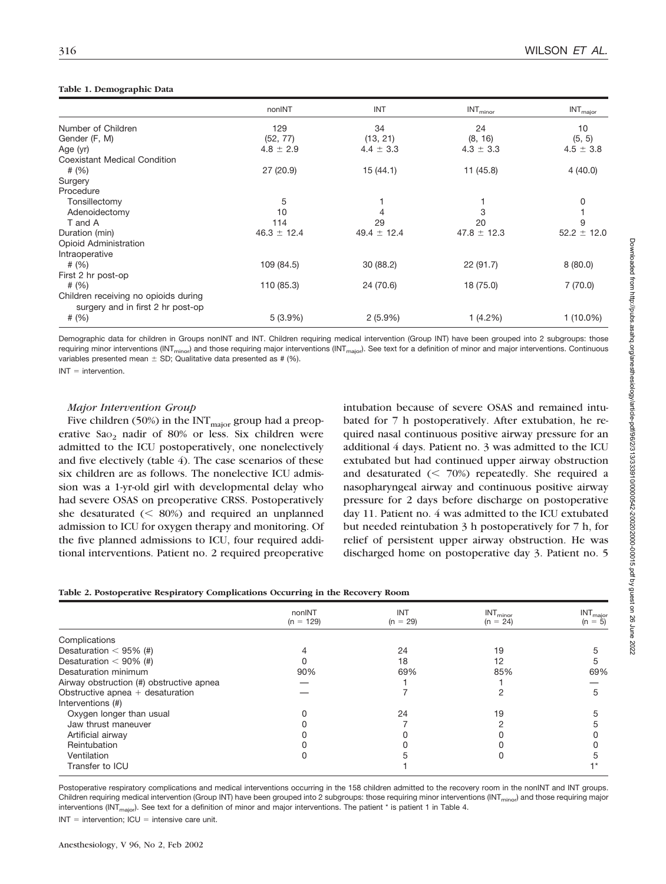**Table 1. Demographic Data**

| | nonINT | INT | $INT_{minor}$ | $INT_{major}$ |
|---|---|---|---|---|
| Number of Children | 129 | 34 | 24 | 10 |
| Gender (F, M) | (52, 77) | (13, 21) | (8, 16) | (5, 5) |
| Age (yr) | 4.8 ± 2.9 | 4.4 ± 3.3 | 4.3 ± 3.3 | 4.5 ± 3.8 |
| Coexistant Medical Condition | | | | |
| # (%) | 27 (20.9) | 15 (44.1) | 11 (45.8) | 4 (40.0) |
| Surgery | | | | |
| Procedure | | | | |
| Tonsillectomy | 5 | 1 | 1 | 0 |
| Adenoidectomy | 10 | 4 | 3 | 1 |
| T and A | 114 | 29 | 20 | 9 |
| Duration (min) | 46.3 ± 12.4 | 49.4 ± 12.4 | 47.8 ± 12.3 | 52.2 ± 12.0 |
| Opioid Administration | | | | |
| Intraoperative | | | | |
| # (%) | 109 (84.5) | 30 (88.2) | 22 (91.7) | 8 (80.0) |
| First 2 hr post-op | | | | |
| # (%) | 110 (85.3) | 24 (70.6) | 18 (75.0) | 7 (70.0) |
| Children receiving no opioids during surgery and in first 2 hr post-op | | | | |
| # (%) | 5 (3.9%) | 2 (5.9%) | 1 (4.2%) | 1 (10.0%) |

Demographic data for children in Groups nonINT and INT. Children requiring medical intervention (Group INT) have been grouped into 2 subgroups: those requiring minor interventions ($INT_{minor}$) and those requiring major interventions ($INT_{major}$). See text for a definition of minor and major interventions. Continuous variables presented mean ± SD; Qualitative data presented as # (%).

INT = intervention.

### *Major Intervention Group*

Five children (50%) in the $INT_{major}$ group had a preoperative $Sao_2$ nadir of 80% or less. Six children were admitted to the ICU postoperatively, one nonelectively and five electively (table 4). The case scenarios of these six children are as follows. The nonelective ICU admission was a 1-yr-old girl with developmental delay who had severe OSAS on preoperative CRSS. Postoperatively she desaturated (< 80%) and required an unplanned admission to ICU for oxygen therapy and monitoring. Of the five planned admissions to ICU, four required additional interventions. Patient no. 2 required preoperative intubation because of severe OSAS and remained intubated for 7 h postoperatively. After extubation, he required nasal continuous positive airway pressure for an additional 4 days. Patient no. 3 was admitted to the ICU extubated but had continued upper airway obstruction and desaturated (< 70%) repeatedly. She required a nasopharyngeal airway and continuous positive airway pressure for 2 days before discharge on postoperative day 11. Patient no. 4 was admitted to the ICU extubated but needed reintubation 3 h postoperatively for 7 h, for relief of persistent upper airway obstruction. He was discharged home on postoperative day 3. Patient no. 5

**Table 2. Postoperative Respiratory Complications Occurring in the Recovery Room**

| | nonINT (n = 129) | INT (n = 29) | $INT_{minor}$ (n = 24) | $INT_{major}$ (n = 5) |
|---|---|---|---|---|
| Complications | | | | |
| Desaturation < 95% (#) | 4 | 24 | 19 | 5 |
| Desaturation < 90% (#) | 0 | 18 | 12 | 5 |
| Desaturation minimum | 90% | 69% | 85% | 69% |
| Airway obstruction (#) obstructive apnea | — | 1 | 1 | — |
| Obstructive apnea + desaturation | — | 7 | 2 | 5 |
| Interventions (#) | | | | |
| Oxygen longer than usual | 0 | 24 | 19 | 5 |
| Jaw thrust maneuver | 0 | 7 | 2 | 5 |
| Artificial airway | 0 | 0 | 0 | 0 |
| Reintubation | 0 | 0 | 0 | 0 |
| Ventilation | 0 | 5 | 0 | 5 |
| Transfer to ICU | | 1 | | 1* |

Postoperative respiratory complications and medical interventions occurring in the 158 children admitted to the recovery room in the nonINT and INT groups. Children requiring medical intervention (Group INT) have been grouped into 2 subgroups: those requiring minor interventions ($INT_{minor}$) and those requiring major interventions ($INT_{major}$). See text for a definition of minor and major interventions. The patient * is patient 1 in Table 4.

INT = intervention; ICU = intensive care unit.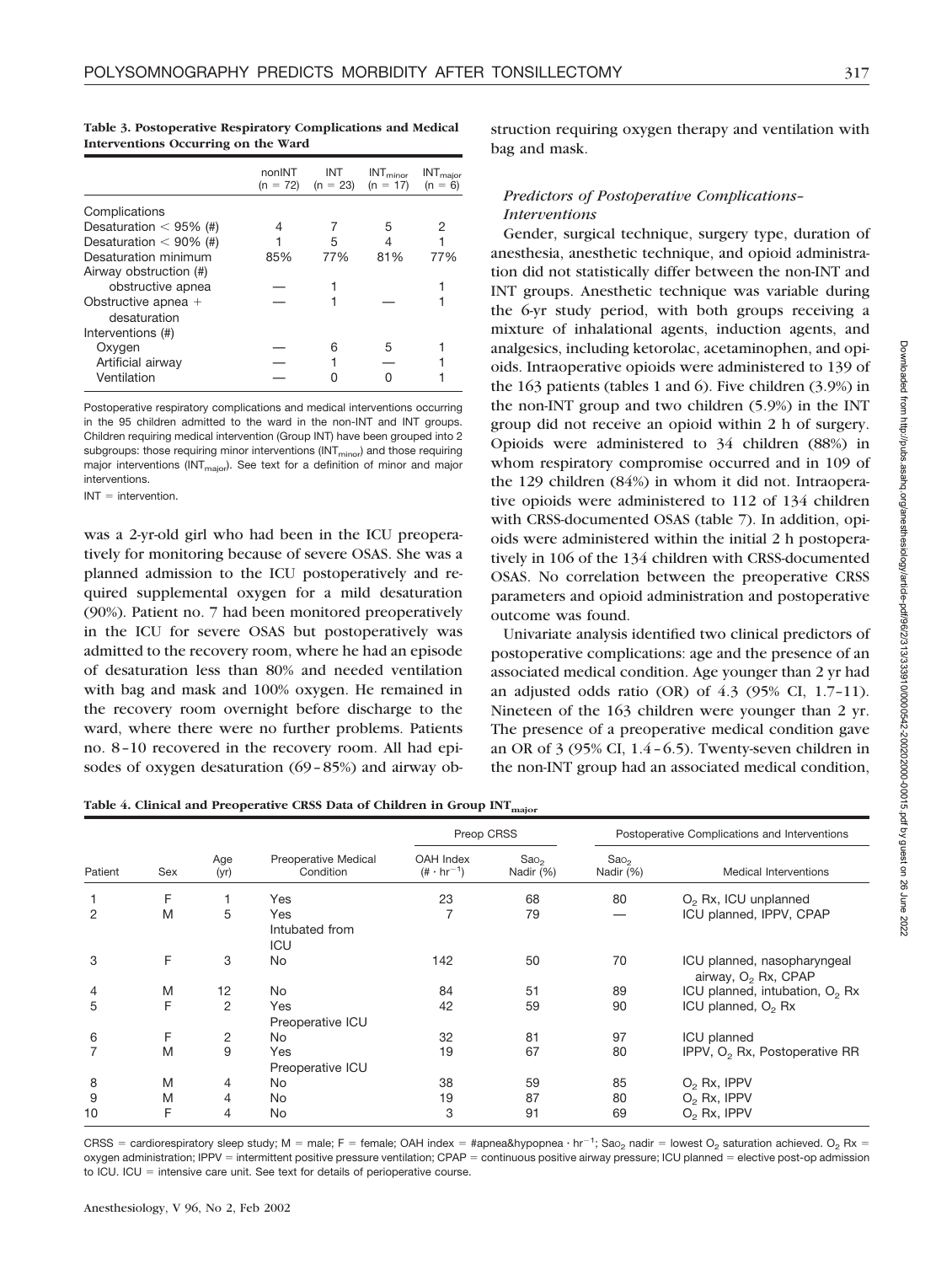**Table 3. Postoperative Respiratory Complications and Medical Interventions Occurring on the Ward**

| | nonINT (n = 72) | INT (n = 23) | $INT_{minor}$ (n = 17) | $INT_{major}$ (n = 6) |
|---|---|---|---|---|
| Complications | | | | |
| Desaturation < 95% (#) | 4 | 7 | 5 | 2 |
| Desaturation < 90% (#) | 1 | 5 | 4 | 1 |
| Desaturation minimum | 85% | 77% | 81% | 77% |
| Airway obstruction (#) | | | | |
| obstructive apnea | — | 1 | | 1 |
| Obstructive apnea + desaturation | — | 1 | — | 1 |
| Interventions (#) | | | | |
| Oxygen | — | 6 | 5 | 1 |
| Artificial airway | — | 1 | — | 1 |
| Ventilation | — | 0 | 0 | 1 |

Postoperative respiratory complications and medical interventions occurring in the 95 children admitted to the ward in the non-INT and INT groups. Children requiring medical intervention (Group INT) have been grouped into 2 subgroups: those requiring minor interventions ($INT_{minor}$) and those requiring major interventions ($INT_{major}$). See text for a definition of minor and major interventions.

INT = intervention.

was a 2-yr-old girl who had been in the ICU preoperatively for monitoring because of severe OSAS. She was a planned admission to the ICU postoperatively and required supplemental oxygen for a mild desaturation (90%). Patient no. 7 had been monitored preoperatively in the ICU for severe OSAS but postoperatively was admitted to the recovery room, where he had an episode of desaturation less than 80% and needed ventilation with bag and mask and 100% oxygen. He remained in the recovery room overnight before discharge to the ward, where there were no further problems. Patients no. 8–10 recovered in the recovery room. All had episodes of oxygen desaturation (69–85%) and airway obstruction requiring oxygen therapy and ventilation with bag and mask.

### *Predictors of Postoperative Complications–Interventions*

Gender, surgical technique, surgery type, duration of anesthesia, anesthetic technique, and opioid administration did not statistically differ between the non-INT and INT groups. Anesthetic technique was variable during the 6-yr study period, with both groups receiving a mixture of inhalational agents, induction agents, and analgesics, including ketorolac, acetaminophen, and opioids. Intraoperative opioids were administered to 139 of the 163 patients (tables 1 and 6). Five children (3.9%) in the non-INT group and two children (5.9%) in the INT group did not receive an opioid within 2 h of surgery. Opioids were administered to 34 children (88%) in whom respiratory compromise occurred and in 109 of the 129 children (84%) in whom it did not. Intraoperative opioids were administered to 112 of 134 children with CRSS-documented OSAS (table 7). In addition, opioids were administered within the initial 2 h postoperatively in 106 of the 134 children with CRSS-documented OSAS. No correlation between the preoperative CRSS parameters and opioid administration and postoperative outcome was found.

Univariate analysis identified two clinical predictors of postoperative complications: age and the presence of an associated medical condition. Age younger than 2 yr had an adjusted odds ratio (OR) of 4.3 (95% CI, 1.7–11). Nineteen of the 163 children were younger than 2 yr. The presence of a preoperative medical condition gave an OR of 3 (95% CI, 1.4–6.5). Twenty-seven children in the non-INT group had an associated medical condition,

**Table 4. Clinical and Preoperative CRSS Data of Children in Group $INT_{major}$**

| Patient | Sex | Age (yr) | Preoperative Medical Condition | Preop CRSS | | Postoperative Complications and Interventions | |
|---|---|---|---|---|---|---|---|
| | | | | OAH Index ($\# \cdot hr^{-1}$) | $SaO_2$ Nadir (%) | $SaO_2$ Nadir (%) | Medical Interventions |
| 1 | F | 1 | Yes | 23 | 68 | 80 | $O_2$ Rx, ICU unplanned |
| 2 | M | 5 | Yes Intubated from ICU | 7 | 79 | — | ICU planned, IPPV, CPAP |
| 3 | F | 3 | No | 142 | 50 | 70 | ICU planned, nasopharyngeal airway, $O_2$ Rx, CPAP |
| 4 | M | 12 | No | 84 | 51 | 89 | ICU planned, intubation, $O_2$ Rx |
| 5 | F | 2 | Yes Preoperative ICU | 42 | 59 | 90 | ICU planned, $O_2$ Rx |
| 6 | F | 2 | No | 32 | 81 | 97 | ICU planned |
| 7 | M | 9 | Yes Preoperative ICU | 19 | 67 | 80 | IPPV, $O_2$ Rx, Postoperative RR |
| 8 | M | 4 | No | 38 | 59 | 85 | $O_2$ Rx, IPPV |
| 9 | M | 4 | No | 19 | 87 | 80 | $O_2$ Rx, IPPV |
| 10 | F | 4 | No | 3 | 91 | 69 | $O_2$ Rx, IPPV |

CRSS = cardiorespiratory sleep study; M = male; F = female; OAH index = #apnea&hypopnea · $hr^{-1}$; $SaO_2$ nadir = lowest $O_2$ saturation achieved. $O_2$ Rx = oxygen administration; IPPV = intermittent positive pressure ventilation; CPAP = continuous positive airway pressure; ICU planned = elective post-op admission to ICU. ICU = intensive care unit. See text for details of perioperative course.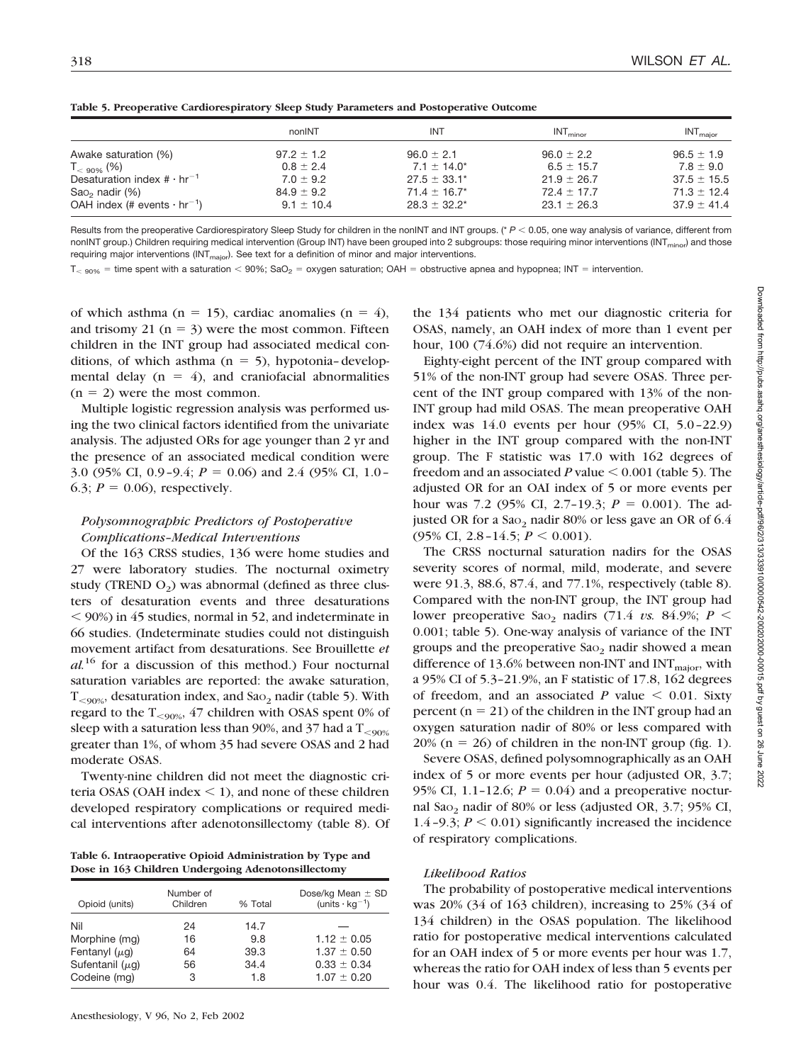**Table 5. Preoperative Cardiorespiratory Sleep Study Parameters and Postoperative Outcome**

| | nonINT | INT | $INT_{minor}$ | $INT_{major}$ |
|---|---|---|---|---|
| Awake saturation (%) | 97.2 ± 1.2 | 96.0 ± 2.1 | 96.0 ± 2.2 | 96.5 ± 1.9 |
| $T_{<90\%}$ (%) | 0.8 ± 2.4 | 7.1 ± 14.0* | 6.5 ± 15.7 | 7.8 ± 9.0 |
| Desaturation index # · $hr^{-1}$ | 7.0 ± 9.2 | 27.5 ± 33.1* | 21.9 ± 26.7 | 37.5 ± 15.5 |
| $SaO_2$ nadir (%) | 84.9 ± 9.2 | 71.4 ± 16.7* | 72.4 ± 17.7 | 71.3 ± 12.4 |
| OAH index (# events · $hr^{-1}$) | 9.1 ± 10.4 | 28.3 ± 32.2* | 23.1 ± 26.3 | 37.9 ± 41.4 |

Results from the preoperative Cardiorespiratory Sleep Study for children in the nonINT and INT groups. (* $P < 0.05$, one way analysis of variance, different from nonINT group.) Children requiring medical intervention (Group INT) have been grouped into 2 subgroups: those requiring minor interventions ($INT_{minor}$) and those requiring major interventions ($INT_{major}$). See text for a definition of minor and major interventions.

$T_{<90\%}$ = time spent with a saturation < 90%; $SaO_2$ = oxygen saturation; OAH = obstructive apnea and hypopnea; INT = intervention.

of which asthma (n = 15), cardiac anomalies (n = 4), and trisomy 21 (n = 3) were the most common. Fifteen children in the INT group had associated medical conditions, of which asthma (n = 5), hypotonia–developmental delay (n = 4), and craniofacial abnormalities (n = 2) were the most common.

Multiple logistic regression analysis was performed using the two clinical factors identified from the univariate analysis. The adjusted ORs for age younger than 2 yr and the presence of an associated medical condition were 3.0 (95% CI, 0.9–9.4; $P = 0.06$) and 2.4 (95% CI, 1.0–6.3; $P = 0.06$), respectively.

### *Polysomnographic Predictors of Postoperative Complications–Medical Interventions*

Of the 163 CRSS studies, 136 were home studies and 27 were laboratory studies. The nocturnal oximetry study (TREND $O_2$) was abnormal (defined as three clusters of desaturation events and three desaturations < 90%) in 45 studies, normal in 52, and indeterminate in 66 studies. (Indeterminate studies could not distinguish movement artifact from desaturations. See Brouillette *et al.*[16] for a discussion of this method.) Four nocturnal saturation variables are reported: the awake saturation, $T_{<90\%}$, desaturation index, and $SaO_2$ nadir (table 5). With regard to the $T_{<90\%}$, 47 children with OSAS spent 0% of sleep with a saturation less than 90%, and 37 had a $T_{<90\%}$ greater than 1%, of whom 35 had severe OSAS and 2 had moderate OSAS.

Twenty-nine children did not meet the diagnostic criteria OSAS (OAH index < 1), and none of these children developed respiratory complications or required medical interventions after adenotonsillectomy (table 8). Of the 134 patients who met our diagnostic criteria for OSAS, namely, an OAH index of more than 1 event per hour, 100 (74.6%) did not require an intervention.

Eighty-eight percent of the INT group compared with 51% of the non-INT group had severe OSAS. Three percent of the INT group compared with 13% of the non-INT group had mild OSAS. The mean preoperative OAH index was 14.0 events per hour (95% CI, 5.0–22.9) higher in the INT group compared with the non-INT group. The F statistic was 17.0 with 162 degrees of freedom and an associated $P$ value < 0.001 (table 5). The adjusted OR for an OAI index of 5 or more events per hour was 7.2 (95% CI, 2.7–19.3; $P = 0.001$). The adjusted OR for a $SaO_2$ nadir 80% or less gave an OR of 6.4 (95% CI, 2.8–14.5; $P < 0.001$).

The CRSS nocturnal saturation nadirs for the OSAS severity scores of normal, mild, moderate, and severe were 91.3, 88.6, 87.4, and 77.1%, respectively (table 8). Compared with the non-INT group, the INT group had lower preoperative $SaO_2$ nadirs (71.4 *vs.* 84.9%; $P < 0.001$; table 5). One-way analysis of variance of the INT groups and the preoperative $SaO_2$ nadir showed a mean difference of 13.6% between non-INT and $INT_{major}$, with a 95% CI of 5.3–21.9%, an F statistic of 17.8, 162 degrees of freedom, and an associated $P$ value < 0.01. Sixty percent (n = 21) of the children in the INT group had an oxygen saturation nadir of 80% or less compared with 20% (n = 26) of children in the non-INT group (fig. 1).

Severe OSAS, defined polysomnographically as an OAH index of 5 or more events per hour (adjusted OR, 3.7; 95% CI, 1.1–12.6; $P = 0.04$) and a preoperative nocturnal $SaO_2$ nadir of 80% or less (adjusted OR, 3.7; 95% CI, 1.4–9.3; $P < 0.01$) significantly increased the incidence of respiratory complications.

**Table 6. Intraoperative Opioid Administration by Type and Dose in 163 Children Undergoing Adenotonsillectomy**

| Opioid (units) | Number of Children | % Total | Dose/kg Mean ± SD (units · $kg^{-1}$) |
|---|---|---|---|
| Nil | 24 | 14.7 | — |
| Morphine (mg) | 16 | 9.8 | 1.12 ± 0.05 |
| Fentanyl (μg) | 64 | 39.3 | 1.37 ± 0.50 |
| Sufentanil (μg) | 56 | 34.4 | 0.33 ± 0.34 |
| Codeine (mg) | 3 | 1.8 | 1.07 ± 0.20 |

### *Likelihood Ratios*

The probability of postoperative medical interventions was 20% (34 of 163 children), increasing to 25% (34 of 134 children) in the OSAS population. The likelihood ratio for postoperative medical interventions calculated for an OAH index of 5 or more events per hour was 1.7, whereas the ratio for OAH index of less than 5 events per hour was 0.4. The likelihood ratio for postoperative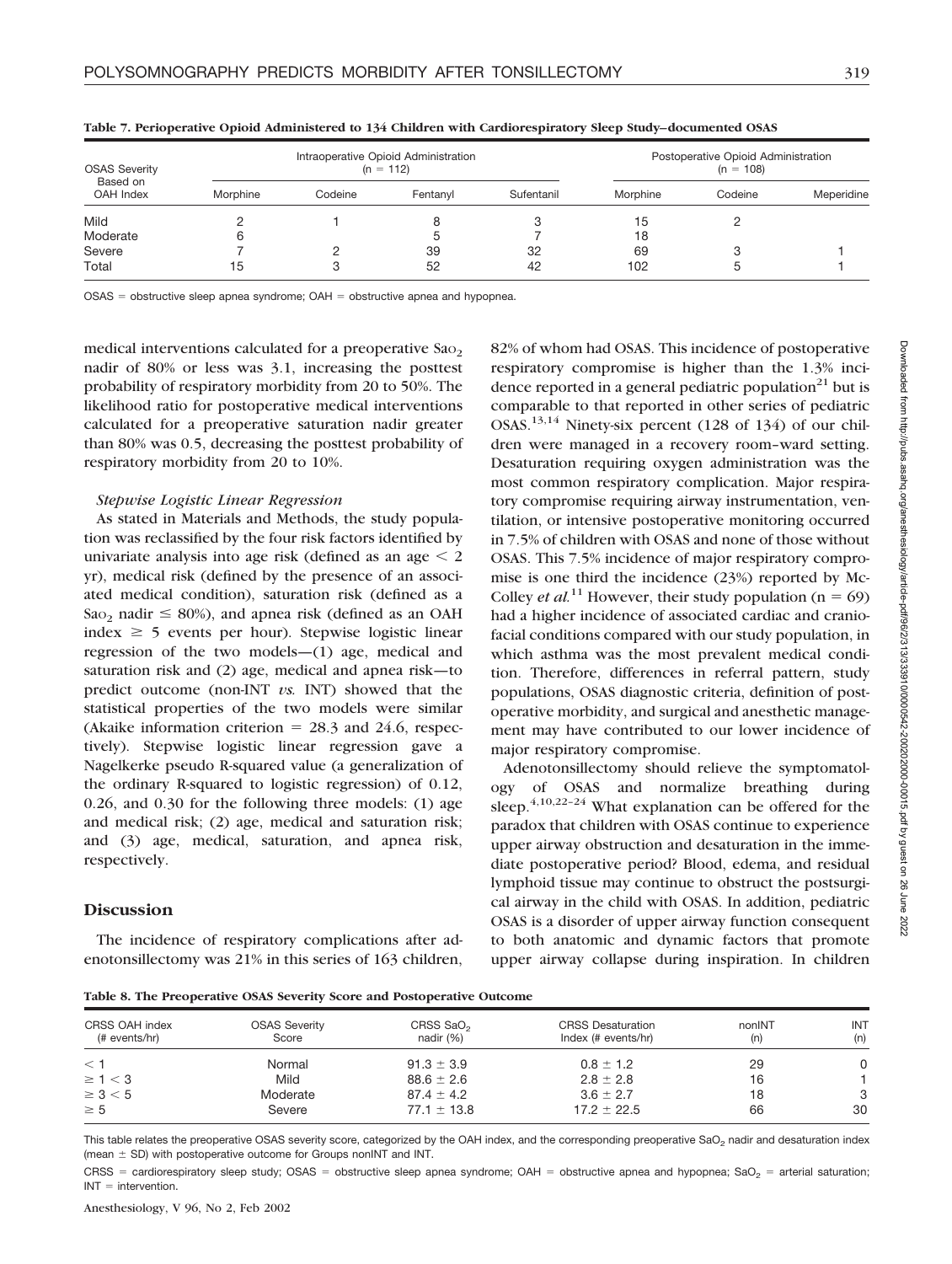**Table 7. Perioperative Opioid Administered to 134 Children with Cardiorespiratory Sleep Study–documented OSAS**

| OSAS Severity Based on OAH Index | Intraoperative Opioid Administration (n = 112) | | | | Postoperative Opioid Administration (n = 108) | | |
|---|---|---|---|---|---|---|---|
| | Morphine | Codeine | Fentanyl | Sufentanil | Morphine | Codeine | Meperidine |
| Mild | 2 | 1 | 8 | 3 | 15 | 2 | |
| Moderate | 6 | | 5 | 7 | 18 | | |
| Severe | 7 | 2 | 39 | 32 | 69 | 3 | 1 |
| Total | 15 | 3 | 52 | 42 | 102 | 5 | 1 |

OSAS = obstructive sleep apnea syndrome; OAH = obstructive apnea and hypopnea.

medical interventions calculated for a preoperative $Sa_{O_2}$ nadir of 80% or less was 3.1, increasing the posttest probability of respiratory morbidity from 20 to 50%. The likelihood ratio for postoperative medical interventions calculated for a preoperative saturation nadir greater than 80% was 0.5, decreasing the posttest probability of respiratory morbidity from 20 to 10%.

### *Stepwise Logistic Linear Regression*

As stated in Materials and Methods, the study population was reclassified by the four risk factors identified by univariate analysis into age risk (defined as an age $< 2$ yr), medical risk (defined by the presence of an associated medical condition), saturation risk (defined as a $Sa_{O_2}$ nadir $\leq 80\%$), and apnea risk (defined as an OAH index $\geq 5$ events per hour). Stepwise logistic linear regression of the two models—(1) age, medical and saturation risk and (2) age, medical and apnea risk—to predict outcome (non-INT *vs.* INT) showed that the statistical properties of the two models were similar (Akaike information criterion = 28.3 and 24.6, respectively). Stepwise logistic linear regression gave a Nagelkerke pseudo R-squared value (a generalization of the ordinary R-squared to logistic regression) of 0.12, 0.26, and 0.30 for the following three models: (1) age and medical risk; (2) age, medical and saturation risk; and (3) age, medical, saturation, and apnea risk, respectively.

## Discussion

The incidence of respiratory complications after adenotonsillectomy was 21% in this series of 163 children, 82% of whom had OSAS. This incidence of postoperative respiratory compromise is higher than the 1.3% incidence reported in a general pediatric population[21] but is comparable to that reported in other series of pediatric OSAS.[13,14] Ninety-six percent (128 of 134) of our children were managed in a recovery room–ward setting. Desaturation requiring oxygen administration was the most common respiratory complication. Major respiratory compromise requiring airway instrumentation, ventilation, or intensive postoperative monitoring occurred in 7.5% of children with OSAS and none of those without OSAS. This 7.5% incidence of major respiratory compromise is one third the incidence (23%) reported by McColley *et al.*[11] However, their study population (n = 69) had a higher incidence of associated cardiac and craniofacial conditions compared with our study population, in which asthma was the most prevalent medical condition. Therefore, differences in referral pattern, study populations, OSAS diagnostic criteria, definition of postoperative morbidity, and surgical and anesthetic management may have contributed to our lower incidence of major respiratory compromise.

Adenotonsillectomy should relieve the symptomatology of OSAS and normalize breathing during sleep.[4,10,22–24] What explanation can be offered for the paradox that children with OSAS continue to experience upper airway obstruction and desaturation in the immediate postoperative period? Blood, edema, and residual lymphoid tissue may continue to obstruct the postsurgical airway in the child with OSAS. In addition, pediatric OSAS is a disorder of upper airway function consequent to both anatomic and dynamic factors that promote upper airway collapse during inspiration. In children

**Table 8. The Preoperative OSAS Severity Score and Postoperative Outcome**

| CRSS OAH index (# events/hr) | OSAS Severity Score | CRSS $SaO_2$ nadir (%) | CRSS Desaturation Index (# events/hr) | nonINT (n) | INT (n) |
|---|---|---|---|---|---|
| $< 1$ | Normal | $91.3 \pm 3.9$ | $0.8 \pm 1.2$ | 29 | 0 |
| $\geq 1 < 3$ | Mild | $88.6 \pm 2.6$ | $2.8 \pm 2.8$ | 16 | 1 |
| $\geq 3 < 5$ | Moderate | $87.4 \pm 4.2$ | $3.6 \pm 2.7$ | 18 | 3 |
| $\geq 5$ | Severe | $77.1 \pm 13.8$ | $17.2 \pm 22.5$ | 66 | 30 |

This table relates the preoperative OSAS severity score, categorized by the OAH index, and the corresponding preoperative $SaO_2$ nadir and desaturation index (mean ± SD) with postoperative outcome for Groups nonINT and INT.

CRSS = cardiorespiratory sleep study; OSAS = obstructive sleep apnea syndrome; OAH = obstructive apnea and hypopnea; $SaO_2$ = arterial saturation; INT = intervention.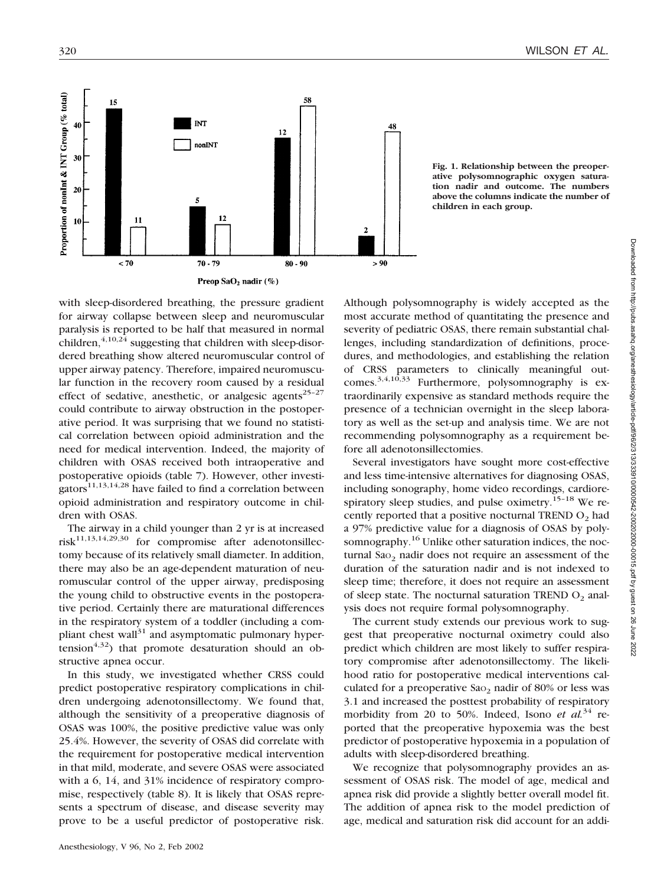Fig. 1. Relationship between the preoperative polysomnographic oxygen saturation nadir and outcome. The numbers above the columns indicate the number of children in each group.

with sleep-disordered breathing, the pressure gradient for airway collapse between sleep and neuromuscular paralysis is reported to be half that measured in normal children,[4,10,24] suggesting that children with sleep-disordered breathing show altered neuromuscular control of upper airway patency. Therefore, impaired neuromuscular function in the recovery room caused by a residual effect of sedative, anesthetic, or analgesic agents[25–27] could contribute to airway obstruction in the postoperative period. It was surprising that we found no statistical correlation between opioid administration and the need for medical intervention. Indeed, the majority of children with OSAS received both intraoperative and postoperative opioids (table 7). However, other investigators[11,13,14,28] have failed to find a correlation between opioid administration and respiratory outcome in children with OSAS.

The airway in a child younger than 2 yr is at increased risk[11,13,14,29,30] for compromise after adenotonsillectomy because of its relatively small diameter. In addition, there may also be an age-dependent maturation of neuromuscular control of the upper airway, predisposing the young child to obstructive events in the postoperative period. Certainly there are maturational differences in the respiratory system of a toddler (including a compliant chest wall[31] and asymptomatic pulmonary hypertension[4,32]) that promote desaturation should an obstructive apnea occur.

In this study, we investigated whether CRSS could predict postoperative respiratory complications in children undergoing adenotonsillectomy. We found that, although the sensitivity of a preoperative diagnosis of OSAS was 100%, the positive predictive value was only 25.4%. However, the severity of OSAS did correlate with the requirement for postoperative medical intervention in that mild, moderate, and severe OSAS were associated with a 6, 14, and 31% incidence of respiratory compromise, respectively (table 8). It is likely that OSAS represents a spectrum of disease, and disease severity may prove to be a useful predictor of postoperative risk. Although polysomnography is widely accepted as the most accurate method of quantitating the presence and severity of pediatric OSAS, there remain substantial challenges, including standardization of definitions, procedures, and methodologies, and establishing the relation of CRSS parameters to clinically meaningful outcomes.[3,4,10,33] Furthermore, polysomnography is extraordinarily expensive as standard methods require the presence of a technician overnight in the sleep laboratory as well as the set-up and analysis time. We are not recommending polysomnography as a requirement before all adenotonsillectomies.

Several investigators have sought more cost-effective and less time-intensive alternatives for diagnosing OSAS, including sonography, home video recordings, cardiorespiratory sleep studies, and pulse oximetry.[15–18] We recently reported that a positive nocturnal TREND $O_2$ had a 97% predictive value for a diagnosis of OSAS by polysomnography.[16] Unlike other saturation indices, the nocturnal $Sa_{O_2}$ nadir does not require an assessment of the duration of the saturation nadir and is not indexed to sleep time; therefore, it does not require an assessment of sleep state. The nocturnal saturation TREND $O_2$ analysis does not require formal polysomnography.

The current study extends our previous work to suggest that preoperative nocturnal oximetry could also predict which children are most likely to suffer respiratory compromise after adenotonsillectomy. The likelihood ratio for postoperative medical interventions calculated for a preoperative $Sa_{O_2}$ nadir of 80% or less was 3.1 and increased the posttest probability of respiratory morbidity from 20 to 50%. Indeed, Isono *et al.*[34] reported that the preoperative hypoxemia was the best predictor of postoperative hypoxemia in a population of adults with sleep-disordered breathing.

We recognize that polysomnography provides an assessment of OSAS risk. The model of age, medical and apnea risk did provide a slightly better overall model fit. The addition of apnea risk to the model prediction of age, medical and saturation risk did account for an addi-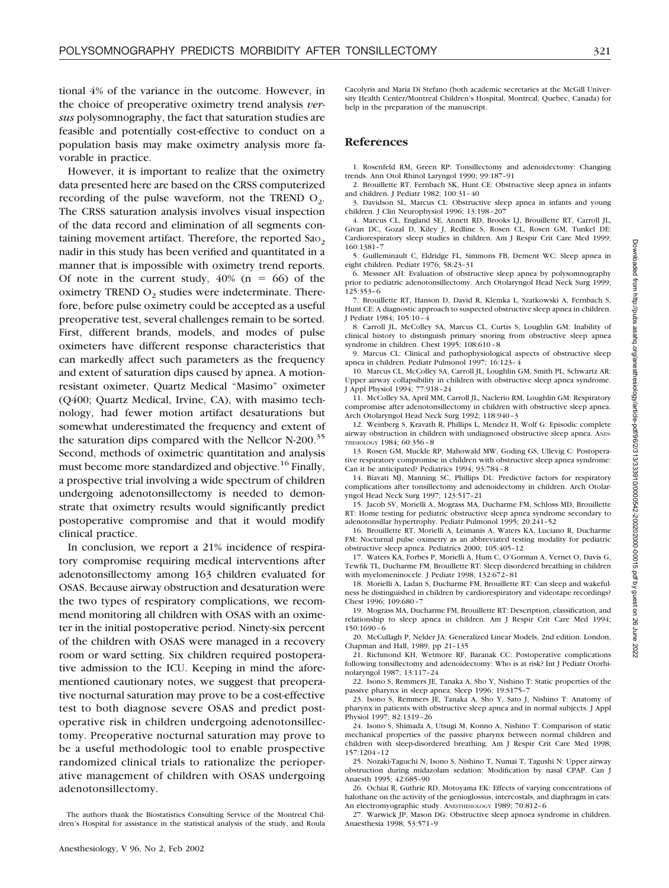tional 4% of the variance in the outcome. However, in the choice of preoperative oximetry trend analysis *versus* polysomnography, the fact that saturation studies are feasible and potentially cost-effective to conduct on a population basis may make oximetry analysis more favorable in practice.

However, it is important to realize that the oximetry data presented here are based on the CRSS computerized recording of the pulse waveform, not the TREND $O_2$. The CRSS saturation analysis involves visual inspection of the data record and elimination of all segments containing movement artifact. Therefore, the reported $Sa{O_2}$ nadir in this study has been verified and quantitated in a manner that is impossible with oximetry trend reports. Of note in the current study, 40% (n = 66) of the oximetry TREND $O_2$ studies were indeterminate. Therefore, before pulse oximetry could be accepted as a useful preoperative test, several challenges remain to be sorted. First, different brands, models, and modes of pulse oximeters have different response characteristics that can markedly affect such parameters as the frequency and extent of saturation dips caused by apnea. A motion-resistant oximeter, Quartz Medical "Masimo" oximeter (Q400; Quartz Medical, Irvine, CA), with masimo technology, had fewer motion artifact desaturations but somewhat underestimated the frequency and extent of the saturation dips compared with the Nellcor N-200.[35] Second, methods of oximetric quantitation and analysis must become more standardized and objective.[16] Finally, a prospective trial involving a wide spectrum of children undergoing adenotonsillectomy is needed to demonstrate that oximetry results would significantly predict postoperative compromise and that it would modify clinical practice.

In conclusion, we report a 21% incidence of respiratory compromise requiring medical interventions after adenotonsillectomy among 163 children evaluated for OSAS. Because airway obstruction and desaturation were the two types of respiratory complications, we recommend monitoring all children with OSAS with an oximeter in the initial postoperative period. Ninety-six percent of the children with OSAS were managed in a recovery room or ward setting. Six children required postoperative admission to the ICU. Keeping in mind the aforementioned cautionary notes, we suggest that preoperative nocturnal saturation may prove to be a cost-effective test to both diagnose severe OSAS and predict postoperative risk in children undergoing adenotonsillectomy. Preoperative nocturnal saturation may prove to be a useful methodologic tool to enable prospective randomized clinical trials to rationalize the perioperative management of children with OSAS undergoing adenotonsillectomy.

The authors thank the Biostatistics Consulting Service of the Montreal Children's Hospital for assistance in the statistical analysis of the study, and Roula Cacolyris and Maria Di Stefano (both academic secretaries at the McGill University Health Center/Montreal Children's Hospital, Montreal, Quebec, Canada) for help in the preparation of the manuscript.

## References

1. Rosenfeld RM, Green RP: Tonsillectomy and adenoidectomy: Changing trends. Ann Otol Rhinol Laryngol 1990; 99:187–91
2. Brouillette RT, Fernbach SK, Hunt CE: Obstructive sleep apnea in infants and children. J Pediatr 1982; 100:31–40
3. Davidson SL, Marcus CL: Obstructive sleep apnea in infants and young children. J Clin Neurophysiol 1996; 13:198–207
4. Marcus CL, England SE, Annett RD, Brooks LJ, Brouillette RT, Carroll JL, Givan DC, Gozal D, Kiley J, Redline S, Rosen CL, Rosen GM, Tunkel DE: Cardiorespiratory sleep studies in children. Am J Respir Crit Care Med 1999; 160:1381–7
5. Guilleminault C, Eldridge FL, Simmons FB, Dement WC: Sleep apnea in eight children. Pediatr 1976; 58:23–31
6. Messner AH: Evaluation of obstructive sleep apnea by polysomnography prior to pediatric adenotonsillectomy. Arch Otolaryngol Head Neck Surg 1999; 125:353–6
7. Brouillette RT, Hanson D, David R, Klemka L, Szatkowski A, Fernbach S, Hunt CE: A diagnostic approach to suspected obstructive sleep apnea in children. J Pediatr 1984; 105:10–4
8. Carroll JL, McColley SA, Marcus CL, Curtis S, Loughlin GM: Inability of clinical history to distinguish primary snoring from obstructive sleep apnea syndrome in children. Chest 1995; 108:610–8
9. Marcus CL: Clinical and pathophysiological aspects of obstructive sleep apnea in children. Pediatr Pulmonol 1997; 16:123–4
10. Marcus CL, McColley SA, Carroll JL, Loughlin GM, Smith PL, Schwartz AR: Upper airway collapsibility in children with obstructive sleep apnea syndrome. J Appl Physiol 1994; 77:918–24
11. McColley SA, April MM, Carroll JL, Naclerio RM, Loughlin GM: Respiratory compromise after adenotonsillectomy in children with obstructive sleep apnea. Arch Otolaryngol Head Neck Surg 1992; 118:940–3
12. Weinberg S, Kravath R, Phillips L, Mendez H, Wolf G: Episodic complete airway obstruction in children with undiagnosed obstructive sleep apnea. ANESTHESIOLOGY 1984; 60:356–8
13. Rosen GM, Muckle RP, Mahowald MW, Goding GS, Ullevig C: Postoperative respiratory compromise in children with obstructive sleep apnea syndrome: Can it be anticipated? Pediatrics 1994; 93:784–8
14. Biavati MJ, Manning SC, Phillips DL: Predictive factors for respiratory complications after tonsillectomy and adenoidectomy in children. Arch Otolaryngol Head Neck Surg 1997; 123:517–21
15. Jacob SV, Morielli A, Mograss MA, Ducharme FM, Schloss MD, Brouillette RT: Home testing for pediatric obstructive sleep apnea syndrome secondary to adenotonsillar hypertrophy. Pediatr Pulmonol 1995; 20:241–52
16. Brouillette RT, Morielli A, Leimanis A, Waters KA, Luciano R, Ducharme FM: Nocturnal pulse oximetry as an abbreviated testing modality for pediatric obstructive sleep apnea. Pediatrics 2000; 105:405–12
17. Waters KA, Forbes P, Morielli A, Hum C, O'Gorman A, Vernet O, Davis G, Tewfik TL, Ducharme FM, Brouillette RT: Sleep disordered breathing in children with myelomeningocele. J Pediatr 1998; 132:672–81
18. Morielli A, Ladan S, Ducharme FM, Brouillette RT: Can sleep and wakefulness be distinguished in children by cardiorespiratory and videotape recordings? Chest 1996; 109:680–7
19. Mograss MA, Ducharme FM, Brouillette RT: Description, classification, and relationship to sleep apnea in children. Am J Respir Crit Care Med 1994; 150:1690–6
20. McCullagh P, Nelder JA: Generalized Linear Models, 2nd edition. London, Chapman and Hall, 1989, pp 21–135
21. Richmond KH, Wetmore RF, Baranak CC: Postoperative complications following tonsillectomy and adenoidectomy: Who is at risk? Int J Pediatr Otorhinolaryngol 1987; 13:117–24
22. Isono S, Remmers JE, Tanaka A, Sho Y, Nishino T: Static properties of the passive pharynx in sleep apnea. Sleep 1996; 19:S175–7
23. Isono S, Remmers JE, Tanaka A, Sho Y, Sato J, Nishino T: Anatomy of pharynx in patients with obstructive sleep apnea and in normal subjects. J Appl Physiol 1997; 82:1319–26
24. Isono S, Shimada A, Utsugi M, Konno A, Nishino T: Comparison of static mechanical properties of the passive pharynx between normal children and children with sleep-disordered breathing. Am J Respir Crit Care Med 1998; 157:1204–12
25. Nozaki-Taguchi N, Isono S, Nishino T, Numai T, Taguchi N: Upper airway obstruction during midazolam sedation: Modification by nasal CPAP. Can J Anaesth 1995; 42:685–90
26. Ochiai R, Guthrie RD, Motoyama EK: Effects of varying concentrations of halothane on the activity of the genioglossus, intercostals, and diaphragm in cats: An electromyographic study. ANESTHESIOLOGY 1989; 70:812–6
27. Warwick JP, Mason DG: Obstructive sleep apnoea syndrome in children. Anaesthesia 1998; 53:571–9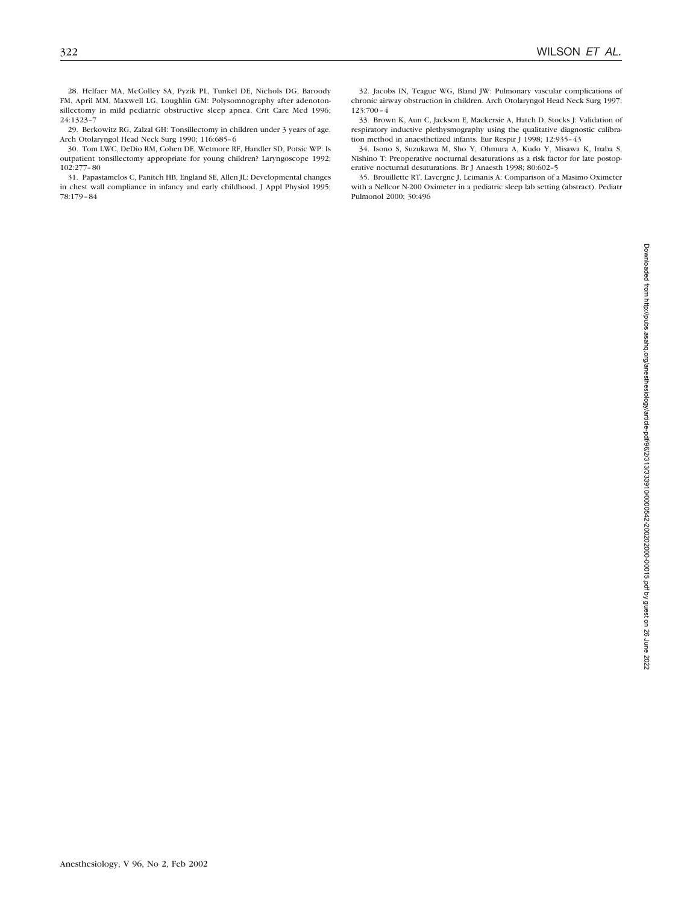28. Helfaer MA, McColley SA, Pyzik PL, Tunkel DE, Nichols DG, Baroody FM, April MM, Maxwell LG, Loughlin GM: Polysomnography after adenotonsillectomy in mild pediatric obstructive sleep apnea. Crit Care Med 1996; 24:1323–7

29. Berkowitz RG, Zalzal GH: Tonsillectomy in children under 3 years of age. Arch Otolaryngol Head Neck Surg 1990; 116:685–6

30. Tom LWC, DeDio RM, Cohen DE, Wetmore RF, Handler SD, Potsic WP: Is outpatient tonsillectomy appropriate for young children? Laryngoscope 1992; 102:277–80

31. Papastamelos C, Panitch HB, England SE, Allen JL: Developmental changes in chest wall compliance in infancy and early childhood. J Appl Physiol 1995; 78:179–84

32. Jacobs IN, Teague WG, Bland JW: Pulmonary vascular complications of chronic airway obstruction in children. Arch Otolaryngol Head Neck Surg 1997; 123:700–4

33. Brown K, Aun C, Jackson E, Mackersie A, Hatch D, Stocks J: Validation of respiratory inductive plethysmography using the qualitative diagnostic calibration method in anaesthetized infants. Eur Respir J 1998; 12:935–43

34. Isono S, Suzukawa M, Sho Y, Ohmura A, Kudo Y, Misawa K, Inaba S, Nishino T: Preoperative nocturnal desaturations as a risk factor for late postoperative nocturnal desaturations. Br J Anaesth 1998; 80:602–5

35. Brouillette RT, Lavergne J, Leimanis A: Comparison of a Masimo Oximeter with a Nellcor N-200 Oximeter in a pediatric sleep lab setting (abstract). Pediatr Pulmonol 2000; 30:496